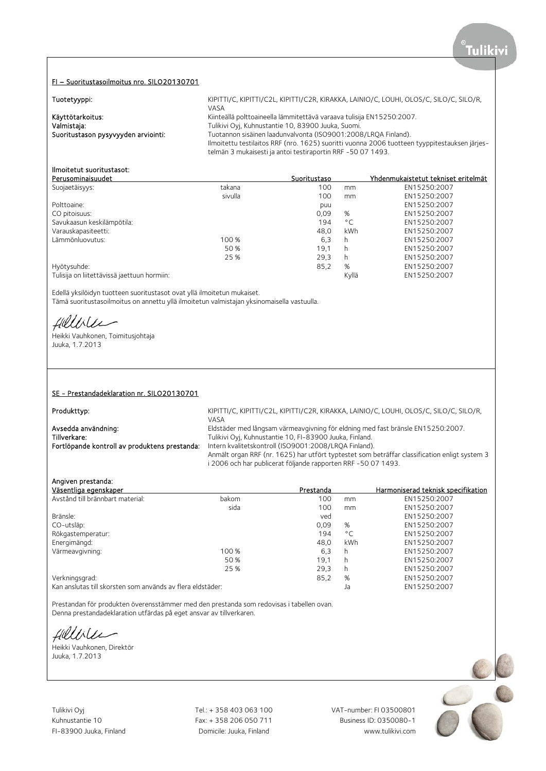## FI – Suoritustasoilmoitus nro. SILO20130701

**Tuotetyyppi:** KIPITTI/C, KIPITTI/C2L, KIPITTI/C2R, KIRAKKA, LAINIO/C, LOUHI, OLOS/C, SILO/C, SILO/R, VASA

**Käyttötarkoitus:** Kiinteällä polttoaineella lämmitettävä varaava tulisija EN15250:2007.

**Valmistaja:** Tulikivi Oyj, Kuhnustantie 10, 83900 Juuka, Suomi.

**Suoritustason pysyvyyden arviointi:** Tuotannon sisäinen laadunvalvonta (ISO9001:2008/LRQA Finland). Ilmoitettu testilaitos RRF (nro. 1625) suoritti vuonna 2006 tuotteen tyyppitestauksen järjestelmän 3 mukaisesti ja antoi testiraportin RRF -50 07 1493.

**Ilmoitetut suoritustasot:**

| Perusominaisuudet | | Suoritustaso | | Yhdenmukaistetut tekniset eritelmät |
|---|---|---|---|---|
| Suojaetäisyys: | takana | 100 | mm | EN15250:2007 |
| | sivulla | 100 | mm | EN15250:2007 |
| Polttoaine: | | puu | | EN15250:2007 |
| CO pitoisuus: | | 0,09 | % | EN15250:2007 |
| Savukaasun keskilämpötila: | | 194 | °C | EN15250:2007 |
| Varauskapasiteetti: | | 48,0 | kWh | EN15250:2007 |
| Lämmönluovutus: | 100 % | 6,3 | h | EN15250:2007 |
| | 50 % | 19,1 | h | EN15250:2007 |
| | 25 % | 29,3 | h | EN15250:2007 |
| Hyötysuhde: | | 85,2 | % | EN15250:2007 |
| Tulisija on liitettävissä jaettuun hormiin: | | | Kyllä | EN15250:2007 |

Edellä yksilöidyn tuotteen suoritustasot ovat yllä ilmoitetun mukaiset.
Tämä suoritustasoilmoitus on annettu yllä ilmoitetun valmistajan yksinomaisella vastuulla.

Heikki Vauhkonen, Toimitusjohtaja
Juuka, 1.7.2013

## SE - Prestandadeklaration nr. SILO20130701

**Produkttyp:** KIPITTI/C, KIPITTI/C2L, KIPITTI/C2R, KIRAKKA, LAINIO/C, LOUHI, OLOS/C, SILO/C, SILO/R, VASA

**Avsedda användning:** Eldstäder med långsam värmeavgivning för eldning med fast bränsle EN15250:2007.

**Tillverkare:** Tulikivi Oyj, Kuhnustantie 10, FI-83900 Juuka, Finland.

**Fortlöpande kontroll av produktens prestanda:** Intern kvalitetskontroll (ISO9001:2008/LRQA Finland). Anmält organ RRF (nr. 1625) har utfört typtestet som beträffar classification enligt system 3 i 2006 och har publicerat följande rapporten RRF -50 07 1493.

**Angiven prestanda:**

| Väsentliga egenskaper | | Prestanda | | Harmoniserad teknisk specifikation |
|---|---|---|---|---|
| Avstånd till brännbart material: | bakom | 100 | mm | EN15250:2007 |
| | sida | 100 | mm | EN15250:2007 |
| Bränsle: | | ved | | EN15250:2007 |
| CO-utsläp: | | 0,09 | % | EN15250:2007 |
| Rökgastemperatur: | | 194 | °C | EN15250:2007 |
| Energimängd: | | 48,0 | kWh | EN15250:2007 |
| Värmeavgivning: | 100 % | 6,3 | h | EN15250:2007 |
| | 50 % | 19,1 | h | EN15250:2007 |
| | 25 % | 29,3 | h | EN15250:2007 |
| Verkningsgrad: | | 85,2 | % | EN15250:2007 |
| Kan anslutas till skorsten som används av flera eldstäder: | | | Ja | EN15250:2007 |

Prestandan för produkten överensstämmer med den prestanda som redovisas i tabellen ovan.
Denna prestandadeklaration utfärdas på eget ansvar av tillverkaren.

Heikki Vauhkonen, Direktör
Juuka, 1.7.2013

Tulikivi Oyj
Kuhnustantie 10
FI-83900 Juuka, Finland

Tel.: + 358 403 063 100
Fax: + 358 206 050 711
Domicile: Juuka, Finland

VAT-number: FI 03500801
Business ID: 0350080-1
www.tulikivi.com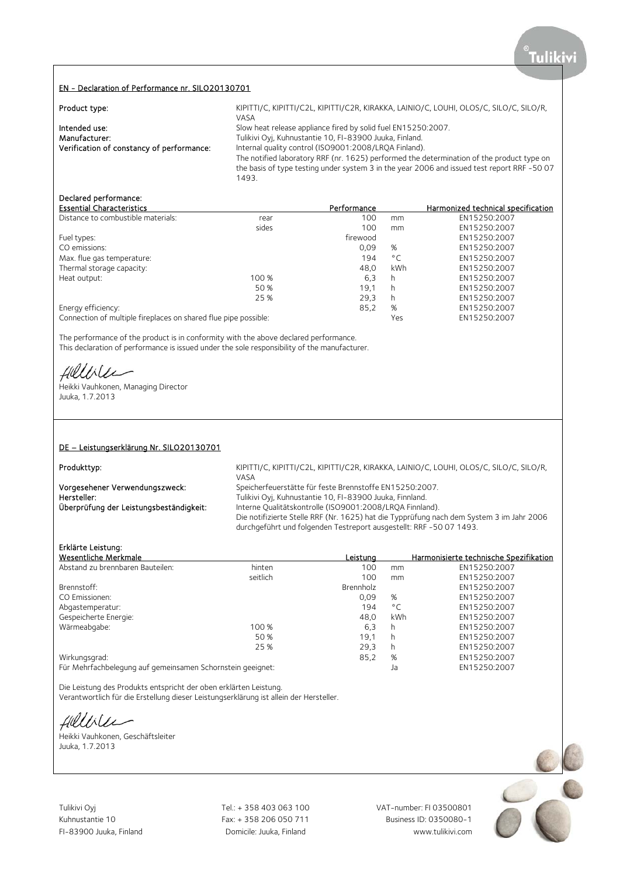## EN - Declaration of Performance nr. SILO20130701

**Product type:** KIPITTI/C, KIPITTI/C2L, KIPITTI/C2R, KIRAKKA, LAINIO/C, LOUHI, OLOS/C, SILO/C, SILO/R, VASA

**Intended use:** Slow heat release appliance fired by solid fuel EN15250:2007.

**Manufacturer:** Tulikivi Oyj, Kuhnustantie 10, FI-83900 Juuka, Finland.

**Verification of constancy of performance:** Internal quality control (ISO9001:2008/LRQA Finland). The notified laboratory RRF (nr. 1625) performed the determination of the product type on the basis of type testing under system 3 in the year 2006 and issued test report RRF -50 07 1493.

**Declared performance:**

| Essential Characteristics | | Performance | | Harmonized technical specification |
|---|---|---|---|---|
| Distance to combustible materials: | rear | 100 | mm | EN15250:2007 |
| | sides | 100 | mm | EN15250:2007 |
| Fuel types: | | firewood | | EN15250:2007 |
| CO emissions: | | 0,09 | % | EN15250:2007 |
| Max. flue gas temperature: | | 194 | °C | EN15250:2007 |
| Thermal storage capacity: | | 48,0 | kWh | EN15250:2007 |
| Heat output: | 100 % | 6,3 | h | EN15250:2007 |
| | 50 % | 19,1 | h | EN15250:2007 |
| | 25 % | 29,3 | h | EN15250:2007 |
| Energy efficiency: | | 85,2 | % | EN15250:2007 |
| Connection of multiple fireplaces on shared flue pipe possible: | | | Yes | EN15250:2007 |

The performance of the product is in conformity with the above declared performance.
This declaration of performance is issued under the sole responsibility of the manufacturer.

Heikki Vauhkonen, Managing Director
Juuka, 1.7.2013

## DE – Leistungserklärung Nr. SILO20130701

**Produkttyp:** KIPITTI/C, KIPITTI/C2L, KIPITTI/C2R, KIRAKKA, LAINIO/C, LOUHI, OLOS/C, SILO/C, SILO/R, VASA

**Vorgesehener Verwendungszweck:** Speicherfeuerstätte für feste Brennstoffe EN15250:2007.

**Hersteller:** Tulikivi Oyj, Kuhnustantie 10, FI-83900 Juuka, Finnland.

**Überprüfung der Leistungsbeständigkeit:** Interne Qualitätskontrolle (ISO9001:2008/LRQA Finnland). Die notifizierte Stelle RRF (Nr. 1625) hat die Typprüfung nach dem System 3 im Jahr 2006 durchgeführt und folgenden Testreport ausgestellt: RRF -50 07 1493.

**Erklärte Leistung:**

| Wesentliche Merkmale | | Leistung | | Harmonisierte technische Spezifikation |
|---|---|---|---|---|
| Abstand zu brennbaren Bauteilen: | hinten | 100 | mm | EN15250:2007 |
| | seitlich | 100 | mm | EN15250:2007 |
| Brennstoff: | | Brennholz | | EN15250:2007 |
| CO Emissionen: | | 0,09 | % | EN15250:2007 |
| Abgastemperatur: | | 194 | °C | EN15250:2007 |
| Gespeicherte Energie: | | 48,0 | kWh | EN15250:2007 |
| Wärmeabgabe: | 100 % | 6,3 | h | EN15250:2007 |
| | 50 % | 19,1 | h | EN15250:2007 |
| | 25 % | 29,3 | h | EN15250:2007 |
| Wirkungsgrad: | | 85,2 | % | EN15250:2007 |
| Für Mehrfachbelegung auf gemeinsamen Schornstein geeignet: | | | Ja | EN15250:2007 |

Die Leistung des Produkts entspricht der oben erklärten Leistung.
Verantwortlich für die Erstellung dieser Leistungserklärung ist allein der Hersteller.

Heikki Vauhkonen, Geschäftsleiter
Juuka, 1.7.2013

Tulikivi Oyj
Kuhnustantie 10
FI-83900 Juuka, Finland

Tel.: + 358 403 063 100
Fax: + 358 206 050 711
Domicile: Juuka, Finland

VAT-number: FI 03500801
Business ID: 0350080-1
www.tulikivi.com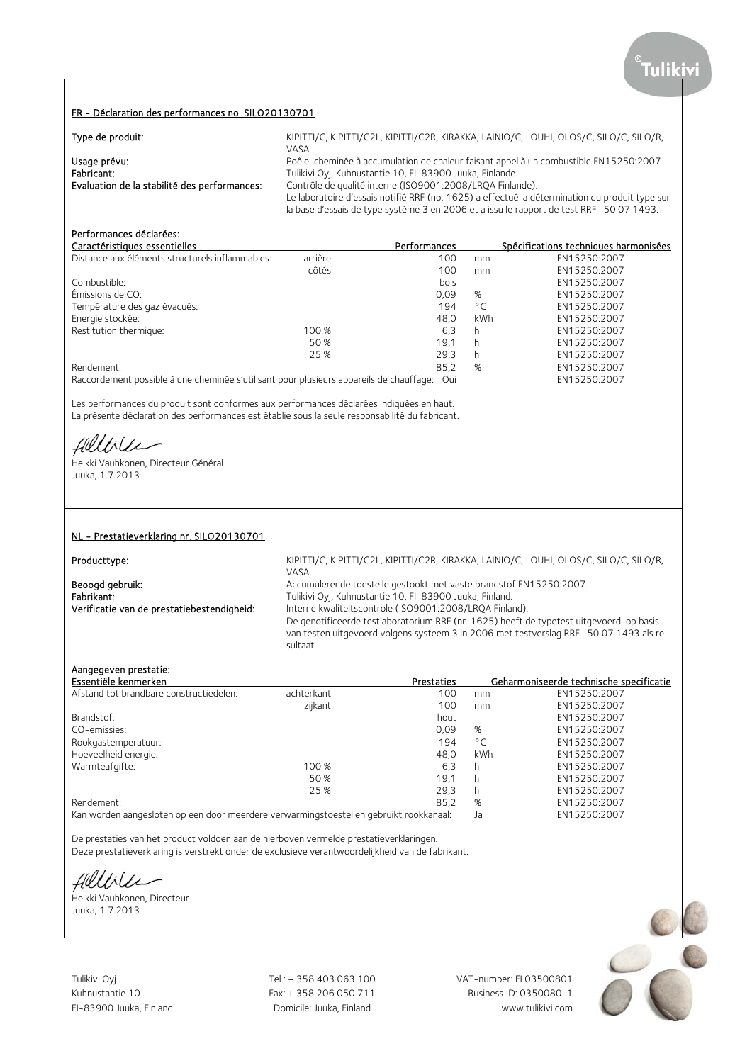## FR - Déclaration des performances no. SILO20130701

| | |
|---|---|
| Type de produit: | KIPITTI/C, KIPITTI/C2L, KIPITTI/C2R, KIRAKKA, LAINIO/C, LOUHI, OLOS/C, SILO/C, SILO/R, VASA |
| Usage prévu: | Poêle-cheminée à accumulation de chaleur faisant appel à un combustible EN15250:2007. |
| Fabricant: | Tulikivi Oyj, Kuhnustantie 10, FI-83900 Juuka, Finlande. |
| Evaluation de la stabilité des performances: | Contrôle de qualité interne (ISO9001:2008/LRQA Finlande). Le laboratoire d'essais notifié RRF (no. 1625) a effectué la détermination du produit type sur la base d'essais de type système 3 en 2006 et a issu le rapport de test RRF -50 07 1493. |

Performances déclarées:

| Caractéristiques essentielles | | Performances | | Spécifications techniques harmonisées |
|---|---|---|---|---|
| Distance aux éléments structurels inflammables: | arrière | 100 | mm | EN15250:2007 |
| | côtés | 100 | mm | EN15250:2007 |
| Combustible: | | bois | | EN15250:2007 |
| Émissions de CO: | | 0,09 | % | EN15250:2007 |
| Température des gaz évacués: | | 194 | °C | EN15250:2007 |
| Energie stockée: | | 48,0 | kWh | EN15250:2007 |
| Restitution thermique: | 100 % | 6,3 | h | EN15250:2007 |
| | 50 % | 19,1 | h | EN15250:2007 |
| | 25 % | 29,3 | h | EN15250:2007 |
| Rendement: | | 85,2 | % | EN15250:2007 |
| Raccordement possible à une cheminée s'utilisant pour plusieurs appareils de chauffage: | | Oui | | EN15250:2007 |

Les performances du produit sont conformes aux performances déclarées indiquées en haut.
La présente déclaration des performances est établie sous la seule responsabilité du fabricant.

Heikki Vauhkonen, Directeur Général
Juuka, 1.7.2013

## NL - Prestatieverklaring nr. SILO20130701

| | |
|---|---|
| Producttype: | KIPITTI/C, KIPITTI/C2L, KIPITTI/C2R, KIRAKKA, LAINIO/C, LOUHI, OLOS/C, SILO/C, SILO/R, VASA |
| Beoogd gebruik: | Accumulerende toestelle gestookt met vaste brandstof EN15250:2007. |
| Fabrikant: | Tulikivi Oyj, Kuhnustantie 10, FI-83900 Juuka, Finland. |
| Verificatie van de prestatiebestendigheid: | Interne kwaliteitscontrole (ISO9001:2008/LRQA Finland). De genotificeerde testlaboratorium RRF (nr. 1625) heeft de typetest uitgevoerd op basis van testen uitgevoerd volgens systeem 3 in 2006 met testverslag RRF -50 07 1493 als resultaat. |

Aangegeven prestatie:

| Essentiële kenmerken | | Prestaties | | Geharmoniseerde technische specificatie |
|---|---|---|---|---|
| Afstand tot brandbare constructiedelen: | achterkant | 100 | mm | EN15250:2007 |
| | zijkant | 100 | mm | EN15250:2007 |
| Brandstof: | | hout | | EN15250:2007 |
| CO-emissies: | | 0,09 | % | EN15250:2007 |
| Rookgastemperatuur: | | 194 | °C | EN15250:2007 |
| Hoeveelheid energie: | | 48,0 | kWh | EN15250:2007 |
| Warmteafgifte: | 100 % | 6,3 | h | EN15250:2007 |
| | 50 % | 19,1 | h | EN15250:2007 |
| | 25 % | 29,3 | h | EN15250:2007 |
| Rendement: | | 85,2 | % | EN15250:2007 |
| Kan worden aangesloten op een door meerdere verwarmingstoestellen gebruikt rookkanaal: | | Ja | | EN15250:2007 |

De prestaties van het product voldoen aan de hierboven vermelde prestatieverklaringen.
Deze prestatieverklaring is verstrekt onder de exclusieve verantwoordelijkheid van de fabrikant.

Heikki Vauhkonen, Directeur
Juuka, 1.7.2013

Tulikivi Oyj
Kuhnustantie 10
FI-83900 Juuka, Finland

Tel.: + 358 403 063 100
Fax: + 358 206 050 711
Domicile: Juuka, Finland

VAT-number: FI 03500801
Business ID: 0350080-1
www.tulikivi.com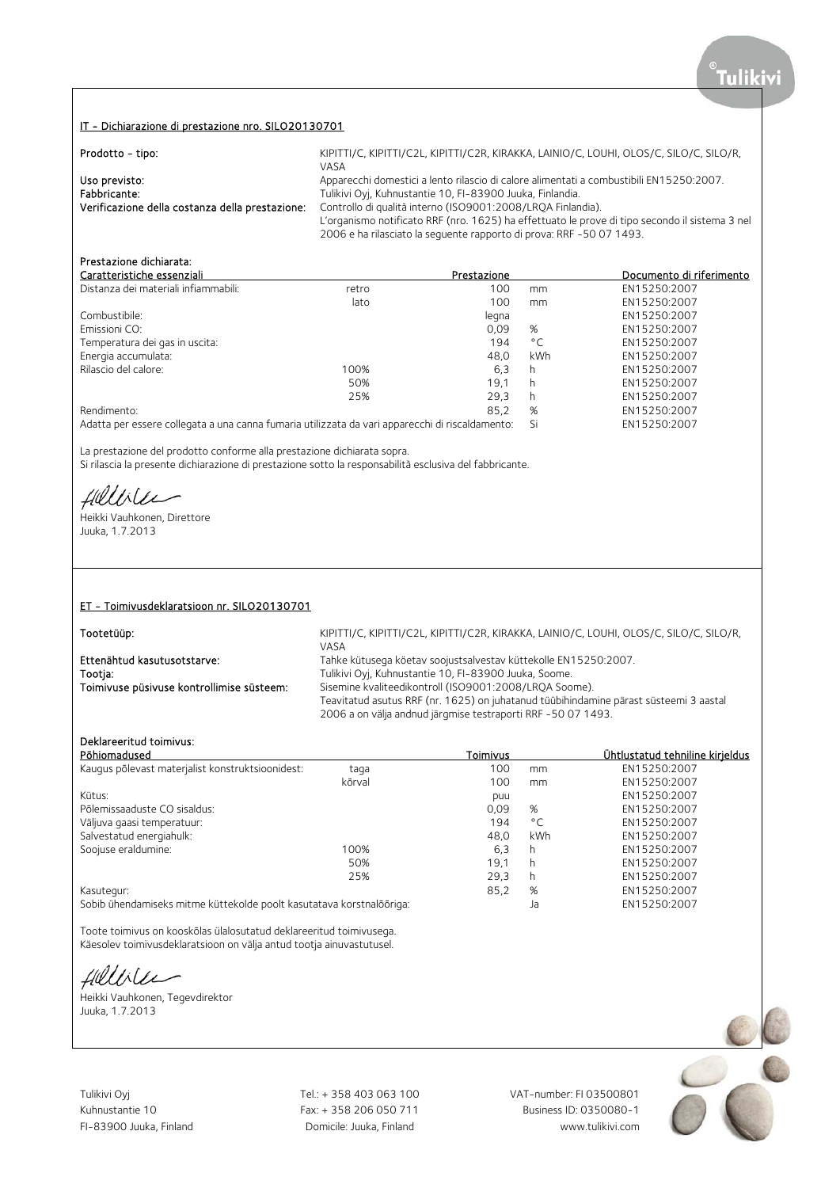## IT - Dichiarazione di prestazione nro. SILO20130701

**Prodotto - tipo:** KIPITTI/C, KIPITTI/C2L, KIPITTI/C2R, KIRAKKA, LAINIO/C, LOUHI, OLOS/C, SILO/C, SILO/R, VASA

**Uso previsto:** Apparecchi domestici a lento rilascio di calore alimentati a combustibili EN15250:2007.

**Fabbricante:** Tulikivi Oyj, Kuhnustantie 10, FI-83900 Juuka, Finlandia.

**Verificazione della costanza della prestazione:** Controllo di qualità interno (ISO9001:2008/LRQA Finlandia).
L'organismo notificato RRF (nro. 1625) ha effettuato le prove di tipo secondo il sistema 3 nel 2006 e ha rilasciato la seguente rapporto di prova: RRF -50 07 1493.

**Prestazione dichiarata:**

| Caratteristiche essenziali | | Prestazione | | Documento di riferimento |
|---|---|---|---|---|
| Distanza dei materiali infiammabili: | retro | 100 | mm | EN15250:2007 |
| | lato | 100 | mm | EN15250:2007 |
| Combustibile: | | legna | | EN15250:2007 |
| Emissioni CO: | | 0,09 | % | EN15250:2007 |
| Temperatura dei gas in uscita: | | 194 | °C | EN15250:2007 |
| Energia accumulata: | | 48,0 | kWh | EN15250:2007 |
| Rilascio del calore: | 100% | 6,3 | h | EN15250:2007 |
| | 50% | 19,1 | h | EN15250:2007 |
| | 25% | 29,3 | h | EN15250:2007 |
| Rendimento: | | 85,2 | % | EN15250:2007 |
| Adatta per essere collegata a una canna fumaria utilizzata da vari apparecchi di riscaldamento: | | | Si | EN15250:2007 |

La prestazione del prodotto conforme alla prestazione dichiarata sopra.
Si rilascia la presente dichiarazione di prestazione sotto la responsabilità esclusiva del fabbricante.

Heikki Vauhkonen, Direttore
Juuka, 1.7.2013

## ET - Toimivusdeklaratsioon nr. SILO20130701

**Tootetüüp:** KIPITTI/C, KIPITTI/C2L, KIPITTI/C2R, KIRAKKA, LAINIO/C, LOUHI, OLOS/C, SILO/C, SILO/R, VASA

**Ettenähtud kasutusotstarve:** Tahke kütusega köetav soojustsalvestav küttekolle EN15250:2007.

**Tootja:** Tulikivi Oyj, Kuhnustantie 10, FI-83900 Juuka, Soome.

**Toimivuse püsivuse kontrollimise süsteem:** Sisemine kvaliteedikontroll (ISO9001:2008/LRQA Soome).
Teavitatud asutus RRF (nr. 1625) on juhatanud tüübihindamine pärast süsteemi 3 aastal 2006 a on välja andnud järgmise testraporti RRF -50 07 1493.

**Deklareeritud toimivus:**

| Põhiomadused | | Toimivus | | Ühtlustatud tehniline kirjeldus |
|---|---|---|---|---|
| Kaugus põlevast materjalist konstruktsioonidest: | taga | 100 | mm | EN15250:2007 |
| | kõrval | 100 | mm | EN15250:2007 |
| Kütus: | | puu | | EN15250:2007 |
| Põlemissaaduste CO sisaldus: | | 0,09 | % | EN15250:2007 |
| Väljuva gaasi temperatuur: | | 194 | °C | EN15250:2007 |
| Salvestatud energiahulk: | | 48,0 | kWh | EN15250:2007 |
| Soojuse eraldumine: | 100% | 6,3 | h | EN15250:2007 |
| | 50% | 19,1 | h | EN15250:2007 |
| | 25% | 29,3 | h | EN15250:2007 |
| Kasutegur: | | 85,2 | % | EN15250:2007 |
| Sobib ühendamiseks mitme küttekolde poolt kasutatava korstnalõõriga: | | | Ja | EN15250:2007 |

Toote toimivus on kooskõlas ülalosutatud deklareeritud toimivusega.
Käesolev toimivusdeklaratsioon on välja antud tootja ainuvastutusel.

Heikki Vauhkonen, Tegevdirektor
Juuka, 1.7.2013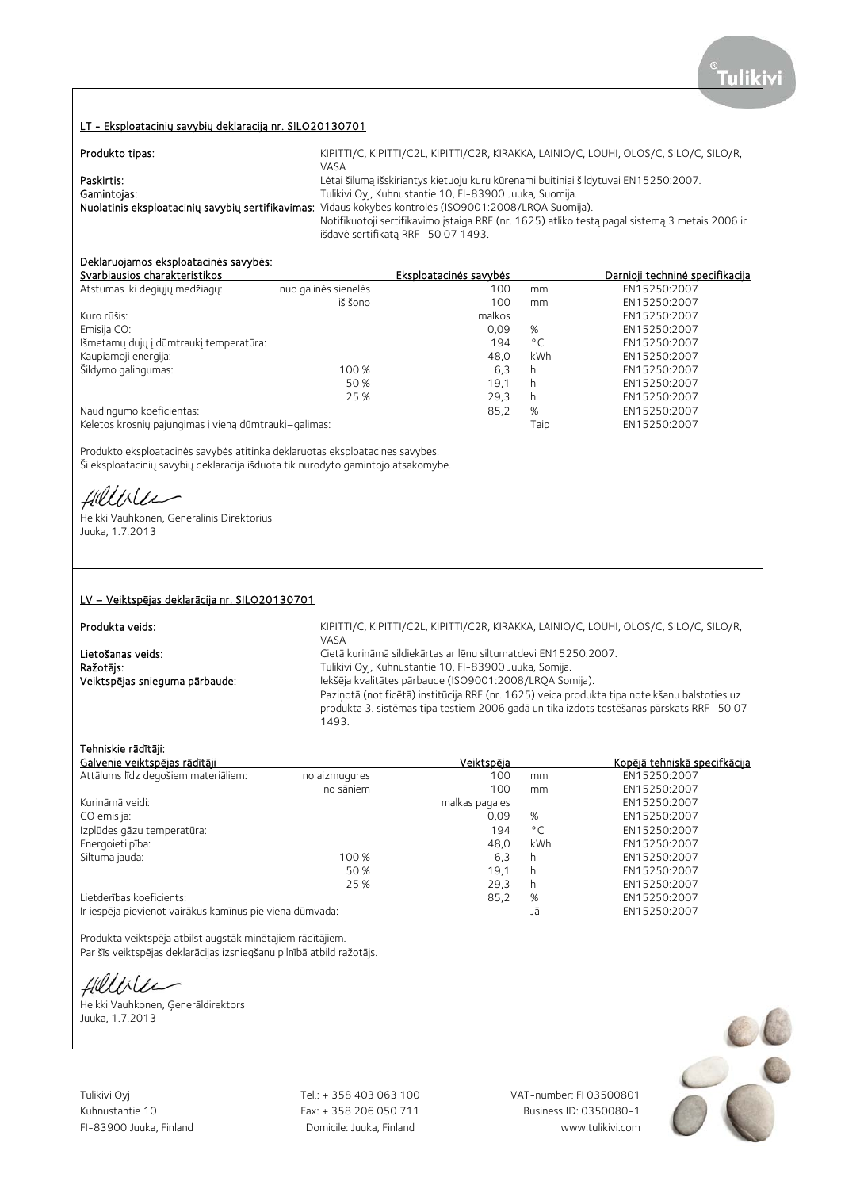## LT - Eksploatacinių savybių deklaraciją nr. SILO20130701

**Produkto tipas:** KIPITTI/C, KIPITTI/C2L, KIPITTI/C2R, KIRAKKA, LAINIO/C, LOUHI, OLOS/C, SILO/C, SILO/R, VASA

**Paskirtis:** Lėtai šilumą išskiriantys kietuoju kuru kūrenami buitiniai šildytuvai EN15250:2007.

**Gamintojas:** Tulikivi Oyj, Kuhnustantie 10, FI-83900 Juuka, Suomija.

**Nuolatinis eksploatacinių savybių sertifikavimas:** Vidaus kokybės kontrolės (ISO9001:2008/LRQA Suomija). Notifikuotoji sertifikavimo įstaiga RRF (nr. 1625) atliko testą pagal sistemą 3 metais 2006 ir išdavė sertifikatą RRF -50 07 1493.

**Deklaruojamos eksploatacinės savybės:**

| Svarbiausios charakteristikos | | Eksploatacinės savybės | | Darnioji techninė specifikacija |
|---|---|---|---|---|
| Atstumas iki degiųjų medžiagų: | nuo galinės sienelės | 100 | mm | EN15250:2007 |
| | iš šono | 100 | mm | EN15250:2007 |
| Kuro rūšis: | | malkos | | EN15250:2007 |
| Emisija CO: | | 0,09 | % | EN15250:2007 |
| Išmetamų dujų į dūmtraukį temperatūra: | | 194 | °C | EN15250:2007 |
| Kaupiamoji energija: | | 48,0 | kWh | EN15250:2007 |
| Šildymo galingumas: | 100 % | 6,3 | h | EN15250:2007 |
| | 50 % | 19,1 | h | EN15250:2007 |
| | 25 % | 29,3 | h | EN15250:2007 |
| Naudingumo koeficientas: | | 85,2 | % | EN15250:2007 |
| Keletos krosnių pajungimas į vieną dūmtraukį–galimas: | | | Taip | EN15250:2007 |

Produkto eksploatacinės savybės atitinka deklaruotas eksploatacines savybes.
Ši eksploatacinių savybių deklaracija išduota tik nurodyto gamintojo atsakomybe.

Heikki Vauhkonen, Generalinis Direktorius
Juuka, 1.7.2013

## LV – Veiktspējas deklarācija nr. SILO20130701

**Produkta veids:** KIPITTI/C, KIPITTI/C2L, KIPITTI/C2R, KIRAKKA, LAINIO/C, LOUHI, OLOS/C, SILO/C, SILO/R, VASA

**Lietošanas veids:** Cietā kurināmā sildiekārtas ar lēnu siltumatdevi EN15250:2007.

**Ražotājs:** Tulikivi Oyj, Kuhnustantie 10, FI-83900 Juuka, Somija.

**Veiktspējas snieguma pārbaude:** Iekšēja kvalitātes pārbaude (ISO9001:2008/LRQA Somija). Paziņotā (notificētā) institūcija RRF (nr. 1625) veica produkta tipa noteikšanu balstoties uz produkta 3. sistēmas tipa testiem 2006 gadā un tika izdots testēšanas pārskats RRF -50 07 1493.

**Tehniskie rādītāji:**

| Galvenie veiktspējas rādītāji | | Veiktspēja | | Kopējā tehniskā specifkācija |
|---|---|---|---|---|
| Attālums līdz degošiem materiāliem: | no aizmugures | 100 | mm | EN15250:2007 |
| | no sāniem | 100 | mm | EN15250:2007 |
| Kurināmā veidi: | | malkas pagales | | EN15250:2007 |
| CO emisija: | | 0,09 | % | EN15250:2007 |
| Izplūdes gāzu temperatūra: | | 194 | °C | EN15250:2007 |
| Energoietilpība: | | 48,0 | kWh | EN15250:2007 |
| Siltuma jauda: | 100 % | 6,3 | h | EN15250:2007 |
| | 50 % | 19,1 | h | EN15250:2007 |
| | 25 % | 29,3 | h | EN15250:2007 |
| Lietderības koeficients: | | 85,2 | % | EN15250:2007 |
| Ir iespēja pievienot vairākus kamīnus pie viena dūmvada: | | | Jā | EN15250:2007 |

Produkta veiktspēja atbilst augstāk minētajiem rādītājiem.
Par šīs veiktspējas deklarācijas izsniegšanu pilnībā atbild ražotājs.

Heikki Vauhkonen, Ģenerāldirektors
Juuka, 1.7.2013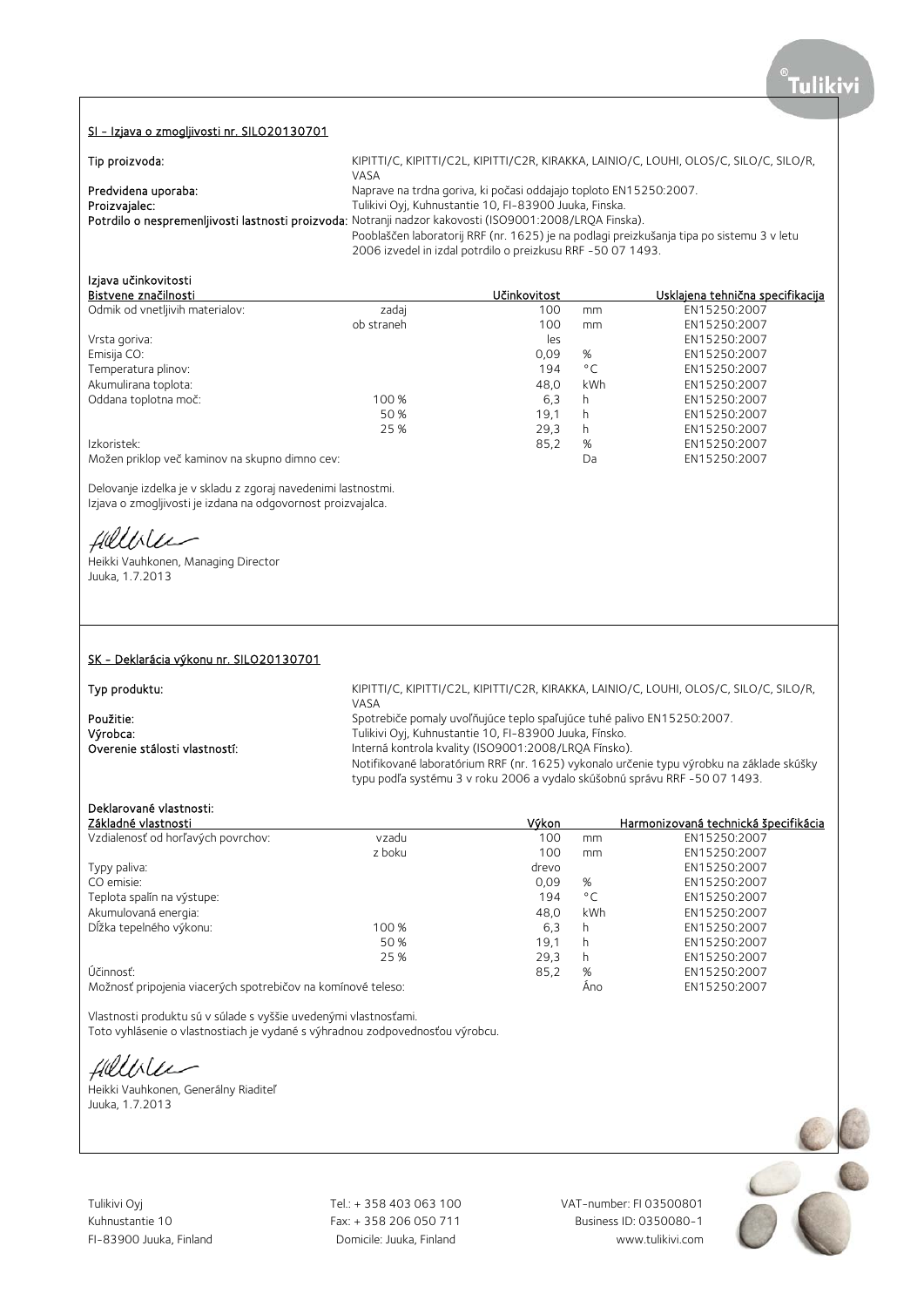## SI - Izjava o zmogljivosti nr. SILO20130701

**Tip proizvoda:** KIPITTI/C, KIPITTI/C2L, KIPITTI/C2R, KIRAKKA, LAINIO/C, LOUHI, OLOS/C, SILO/C, SILO/R, VASA

**Predvidena uporaba:** Naprave na trdna goriva, ki počasi oddajajo toploto EN15250:2007.

**Proizvajalec:** Tulikivi Oyj, Kuhnustantie 10, FI-83900 Juuka, Finska.

**Potrdilo o nespremenljivosti lastnosti proizvoda:** Notranji nadzor kakovosti (ISO9001:2008/LRQA Finska).
Pooblaščen laboratorij RRF (nr. 1625) je na podlagi preizkušanja tipa po sistemu 3 v letu 2006 izvedel in izdal potrdilo o preizkusu RRF -50 07 1493.

Izjava učinkovitosti

| Bistvene značilnosti | | Učinkovitost | | Usklajena tehnična specifikacija |
|---|---|---|---|---|
| Odmik od vnetljivih materialov: | zadaj | 100 | mm | EN15250:2007 |
| | ob straneh | 100 | mm | EN15250:2007 |
| Vrsta goriva: | | les | | EN15250:2007 |
| Emisija CO: | | 0,09 | % | EN15250:2007 |
| Temperatura plinov: | | 194 | °C | EN15250:2007 |
| Akumulirana toplota: | | 48,0 | kWh | EN15250:2007 |
| Oddana toplotna moč: | 100 % | 6,3 | h | EN15250:2007 |
| | 50 % | 19,1 | h | EN15250:2007 |
| | 25 % | 29,3 | h | EN15250:2007 |
| Izkoristek: | | 85,2 | % | EN15250:2007 |
| Možen priklop več kaminov na skupno dimno cev: | | | Da | EN15250:2007 |

Delovanje izdelka je v skladu z zgoraj navedenimi lastnostmi.
Izjava o zmogljivosti je izdana na odgovornost proizvajalca.

Heikki Vauhkonen, Managing Director
Juuka, 1.7.2013

## SK - Deklarácia výkonu nr. SILO20130701

**Typ produktu:** KIPITTI/C, KIPITTI/C2L, KIPITTI/C2R, KIRAKKA, LAINIO/C, LOUHI, OLOS/C, SILO/C, SILO/R, VASA

**Použitie:** Spotrebiče pomaly uvoľňujúce teplo spaľujúce tuhé palivo EN15250:2007.

**Výrobca:** Tulikivi Oyj, Kuhnustantie 10, FI-83900 Juuka, Fínsko.

**Overenie stálosti vlastností:** Interná kontrola kvality (ISO9001:2008/LRQA Fínsko).
Notifikované laboratórium RRF (nr. 1625) vykonalo určenie typu výrobku na základe skúšky typu podľa systému 3 v roku 2006 a vydalo skúšobnú správu RRF -50 07 1493.

**Deklarované vlastnosti:**

| Základné vlastnosti | | Výkon | | Harmonizovaná technická špecifikácia |
|---|---|---|---|---|
| Vzdialenosť od horľavých povrchov: | vzadu | 100 | mm | EN15250:2007 |
| | z boku | 100 | mm | EN15250:2007 |
| Typy paliva: | | drevo | | EN15250:2007 |
| CO emisie: | | 0,09 | % | EN15250:2007 |
| Teplota spalín na výstupe: | | 194 | °C | EN15250:2007 |
| Akumulovaná energia: | | 48,0 | kWh | EN15250:2007 |
| Dĺžka tepelného výkonu: | 100 % | 6,3 | h | EN15250:2007 |
| | 50 % | 19,1 | h | EN15250:2007 |
| | 25 % | 29,3 | h | EN15250:2007 |
| Účinnosť: | | 85,2 | % | EN15250:2007 |
| Možnosť pripojenia viacerých spotrebičov na komínové teleso: | | | Áno | EN15250:2007 |

Vlastnosti produktu sú v súlade s vyššie uvedenými vlastnosťami.
Toto vyhlásenie o vlastnostiach je vydané s výhradnou zodpovednosťou výrobcu.

Heikki Vauhkonen, Generálny Riaditeľ
Juuka, 1.7.2013

Tulikivi Oyj
Kuhnustantie 10
FI-83900 Juuka, Finland

Tel.: + 358 403 063 100
Fax: + 358 206 050 711
Domicile: Juuka, Finland

VAT-number: FI 03500801
Business ID: 0350080-1
www.tulikivi.com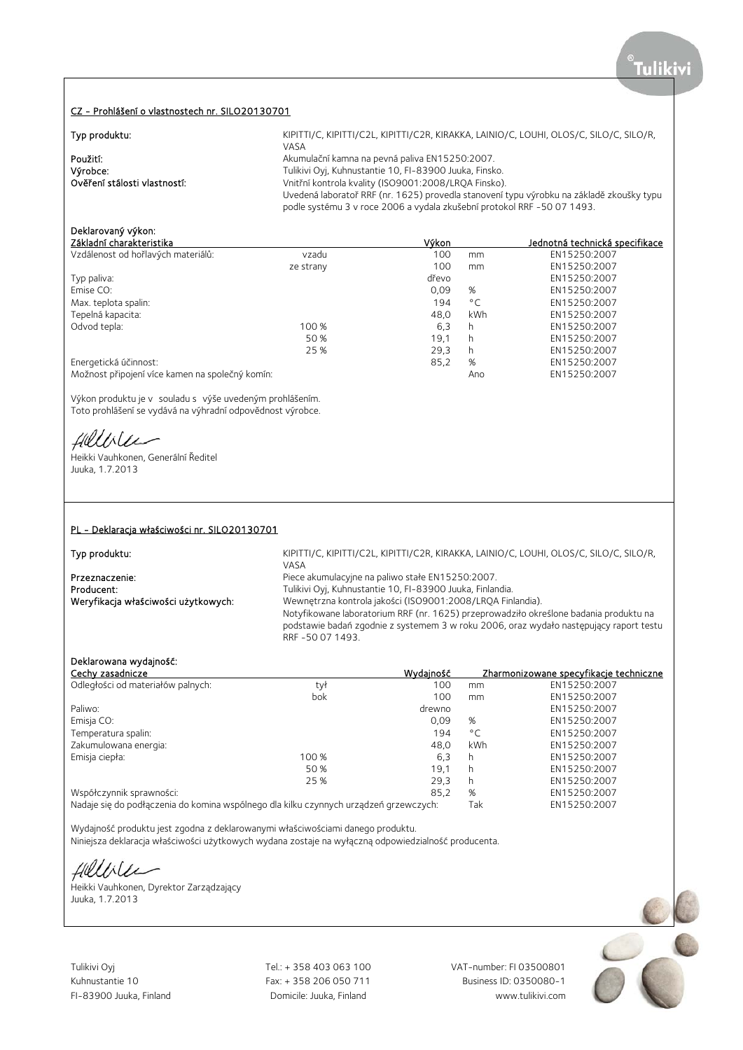## CZ - Prohlášení o vlastnostech nr. SILO20130701

**Typ produktu:** KIPITTI/C, KIPITTI/C2L, KIPITTI/C2R, KIRAKKA, LAINIO/C, LOUHI, OLOS/C, SILO/C, SILO/R, VASA

**Použití:** Akumulační kamna na pevná paliva EN15250:2007.

**Výrobce:** Tulikivi Oyj, Kuhnustantie 10, FI-83900 Juuka, Finsko.

**Ověření stálosti vlastností:** Vnitřní kontrola kvality (ISO9001:2008/LRQA Finsko).
Uvedená laboratoř RRF (nr. 1625) provedla stanovení typu výrobku na základě zkoušky typu podle systému 3 v roce 2006 a vydala zkušební protokol RRF -50 07 1493.

**Deklarovaný výkon:**

| Základní charakteristika | | Výkon | | Jednotná technická specifikace |
|---|---|---|---|---|
| Vzdálenost od hořlavých materiálů: | vzadu | 100 | mm | EN15250:2007 |
| | ze strany | 100 | mm | EN15250:2007 |
| Typ paliva: | | dřevo | | EN15250:2007 |
| Emise CO: | | 0,09 | % | EN15250:2007 |
| Max. teplota spalin: | | 194 | °C | EN15250:2007 |
| Tepelná kapacita: | | 48,0 | kWh | EN15250:2007 |
| Odvod tepla: | 100 % | 6,3 | h | EN15250:2007 |
| | 50 % | 19,1 | h | EN15250:2007 |
| | 25 % | 29,3 | h | EN15250:2007 |
| Energetická účinnost: | | 85,2 | % | EN15250:2007 |
| Možnost připojení více kamen na společný komín: | | | Ano | EN15250:2007 |

Výkon produktu je v souladu s výše uvedeným prohlášením.
Toto prohlášení se vydává na výhradní odpovědnost výrobce.

Heikki Vauhkonen, Generální Ředitel
Juuka, 1.7.2013

## PL - Deklaracja właściwości nr. SILO20130701

**Typ produktu:** KIPITTI/C, KIPITTI/C2L, KIPITTI/C2R, KIRAKKA, LAINIO/C, LOUHI, OLOS/C, SILO/C, SILO/R, VASA

**Przeznaczenie:** Piece akumulacyjne na paliwo stałe EN15250:2007.

**Producent:** Tulikivi Oyj, Kuhnustantie 10, FI-83900 Juuka, Finlandia.

**Weryfikacja właściwości użytkowych:** Wewnętrzna kontrola jakości (ISO9001:2008/LRQA Finlandia).
Notyfikowane laboratorium RRF (nr. 1625) przeprowadziło określone badania produktu na podstawie badań zgodnie z systemem 3 w roku 2006, oraz wydało następujący raport testu RRF -50 07 1493.

**Deklarowana wydajność:**

| Cechy zasadnicze | | Wydajność | | Zharmonizowane specyfikacje techniczne |
|---|---|---|---|---|
| Odległości od materiałów palnych: | tył | 100 | mm | EN15250:2007 |
| | bok | 100 | mm | EN15250:2007 |
| Paliwo: | | drewno | | EN15250:2007 |
| Emisja CO: | | 0,09 | % | EN15250:2007 |
| Temperatura spalin: | | 194 | °C | EN15250:2007 |
| Zakumulowana energia: | | 48,0 | kWh | EN15250:2007 |
| Emisja ciepła: | 100 % | 6,3 | h | EN15250:2007 |
| | 50 % | 19,1 | h | EN15250:2007 |
| | 25 % | 29,3 | h | EN15250:2007 |
| Współczynnik sprawności: | | 85,2 | % | EN15250:2007 |
| Nadaje się do podłączenia do komina wspólnego dla kilku czynnych urządzeń grzewczych: | | | Tak | EN15250:2007 |

Wydajność produktu jest zgodna z deklarowanymi właściwościami danego produktu.
Niniejsza deklaracja właściwości użytkowych wydana zostaje na wyłączną odpowiedzialność producenta.

Heikki Vauhkonen, Dyrektor Zarządzający
Juuka, 1.7.2013

Tulikivi Oyj
Kuhnustantie 10
FI-83900 Juuka, Finland

Tel.: + 358 403 063 100
Fax: + 358 206 050 711
Domicile: Juuka, Finland

VAT-number: FI 03500801
Business ID: 0350080-1
www.tulikivi.com